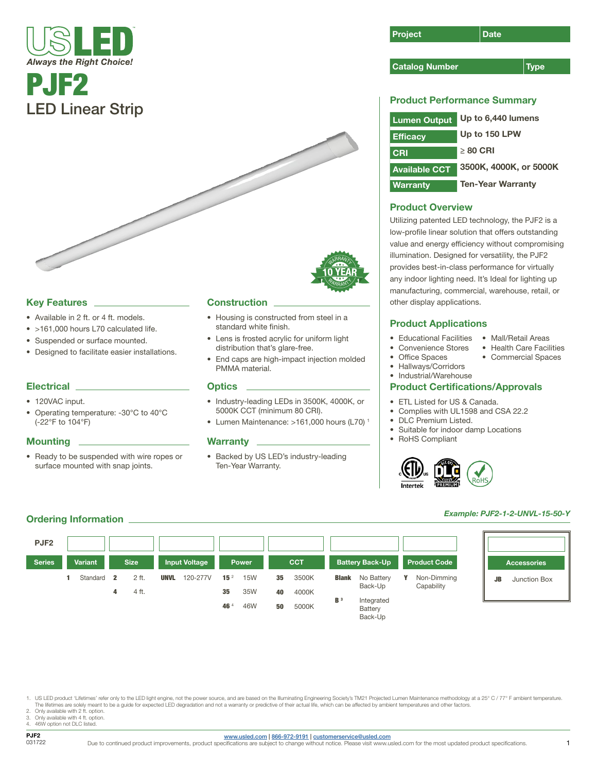# PJF2

## LED Linear Strip

| Project | Date |
|---|---|
| | |

| Catalog Number | Type |
|---|---|
| | |

## Product Performance Summary

| | |
|---|---|
| Lumen Output | Up to 6,440 lumens |
| Efficacy | Up to 150 LPW |
| CRI | ≥ 80 CRI |
| Available CCT | 3500K, 4000K, or 5000K |
| Warranty | Ten-Year Warranty |

## Product Overview

Utilizing patented LED technology, the PJF2 is a low-profile linear solution that offers outstanding value and energy efficiency without compromising illumination. Designed for versatility, the PJF2 provides best-in-class performance for virtually any indoor lighting need. It's Ideal for lighting up manufacturing, commercial, warehouse, retail, or other display applications.

## Key Features

- Available in 2 ft. or 4 ft. models.
- >161,000 hours L70 calculated life.
- Suspended or surface mounted.
- Designed to facilitate easier installations.

## Electrical

- 120VAC input.
- Operating temperature: -30°C to 40°C (-22°F to 104°F)

## Mounting

- Ready to be suspended with wire ropes or surface mounted with snap joints.

## Construction

- Housing is constructed from steel in a standard white finish.
- Lens is frosted acrylic for uniform light distribution that's glare-free.
- End caps are high-impact injection molded PMMA material.

## Optics

- Industry-leading LEDs in 3500K, 4000K, or 5000K CCT (minimum 80 CRI).
- Lumen Maintenance: >161,000 hours (L70) [1]

## Warranty

- Backed by US LED's industry-leading Ten-Year Warranty.

## Product Applications

- Educational Facilities
- Convenience Stores
- Office Spaces
- Hallways/Corridors
- Industrial/Warehouse
- Mall/Retail Areas
- Health Care Facilities
- Commercial Spaces

## Product Certifications/Approvals

- ETL Listed for US & Canada.
- Complies with UL1598 and CSA 22.2
- DLC Premium Listed.
- Suitable for indoor damp Locations
- RoHS Compliant

## Ordering Information

*Example: PJF2-1-2-UNVL-15-50-Y*

| PJF2 Series | Variant | Size | Input Voltage | Power | CCT | Battery Back-Up | Product Code |
|---|---|---|---|---|---|---|---|
| | **1** Standard | **2** 2 ft. | **UNVL** 120-277V | **15** [2] 15W | **35** 3500K | **Blank** No Battery Back-Up | **Y** Non-Dimming Capability |
| | | **4** 4 ft. | | **35** 35W | **40** 4000K | **B** [3] Integrated Battery Back-Up | |
| | | | | **46** [4] 46W | **50** 5000K | | |

| Accessories | |
|---|---|
| **JB** | Junction Box |

1. US LED product 'Lifetimes' refer only to the LED light engine, not the power source, and are based on the Illuminating Engineering Society's TM21 Projected Lumen Maintenance methodology at a 25° C / 77° F ambient temperature. The lifetimes are solely meant to be a guide for expected LED degradation and not a warranty or predictive of their actual life, which can be affected by ambient temperatures and other factors.
2. Only available with 2 ft. option.
3. Only available with 4 ft. option.
4. 46W option not DLC listed.

PJF2
031722

www.usled.com | 866-972-9191 | customerservice@usled.com
Due to continued product improvements, product specifications are subject to change without notice. Please visit www.usled.com for the most updated product specifications.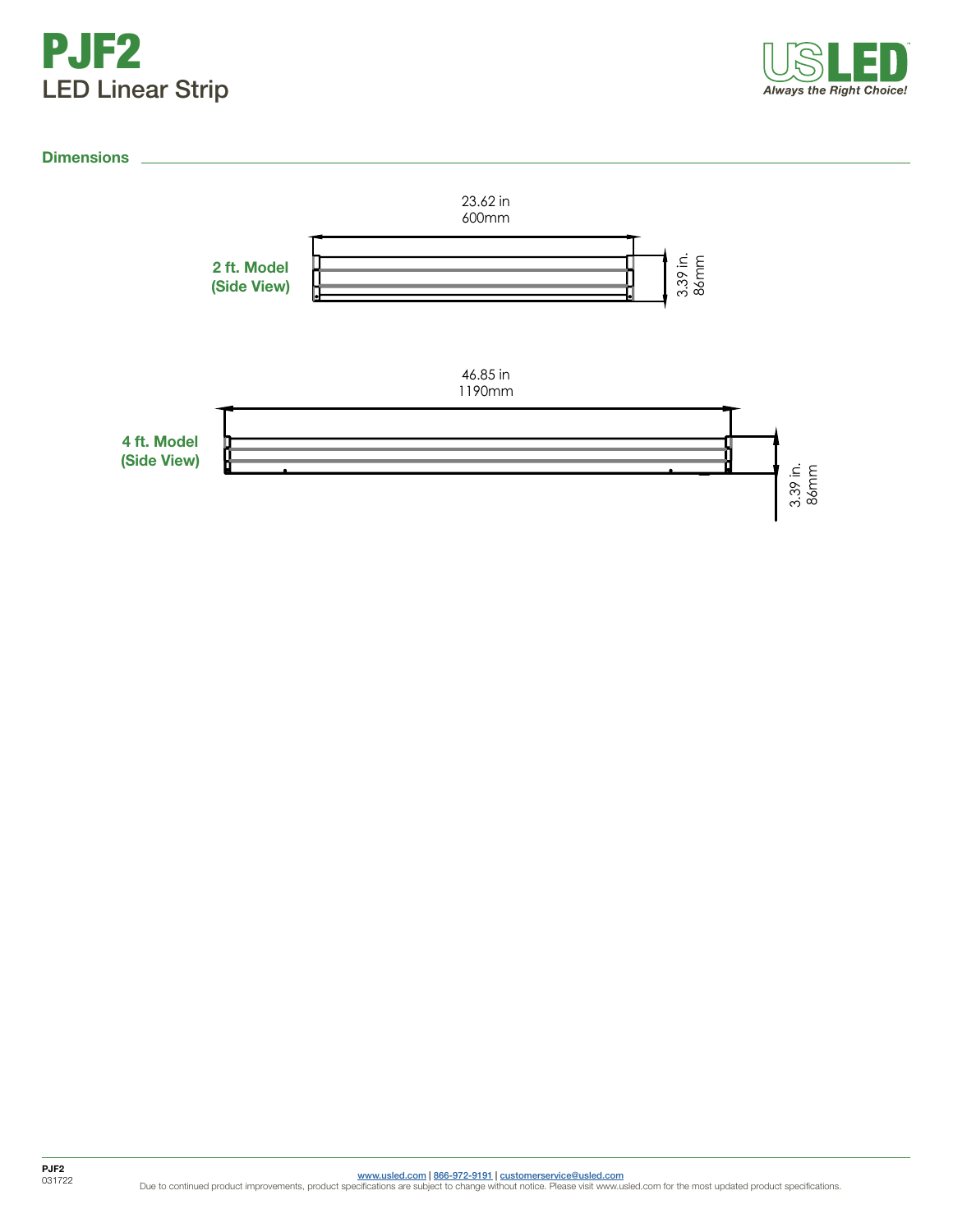# PJF2

LED Linear Strip

## Dimensions

**2 ft. Model (Side View)**

23.62 in
600mm

3.39 in.
86mm

**4 ft. Model (Side View)**

46.85 in
1190mm

3.39 in.
86mm

www.usled.com | 866-972-9191 | customerservice@usled.com

Due to continued product improvements, product specifications are subject to change without notice. Please visit www.usled.com for the most updated product specifications.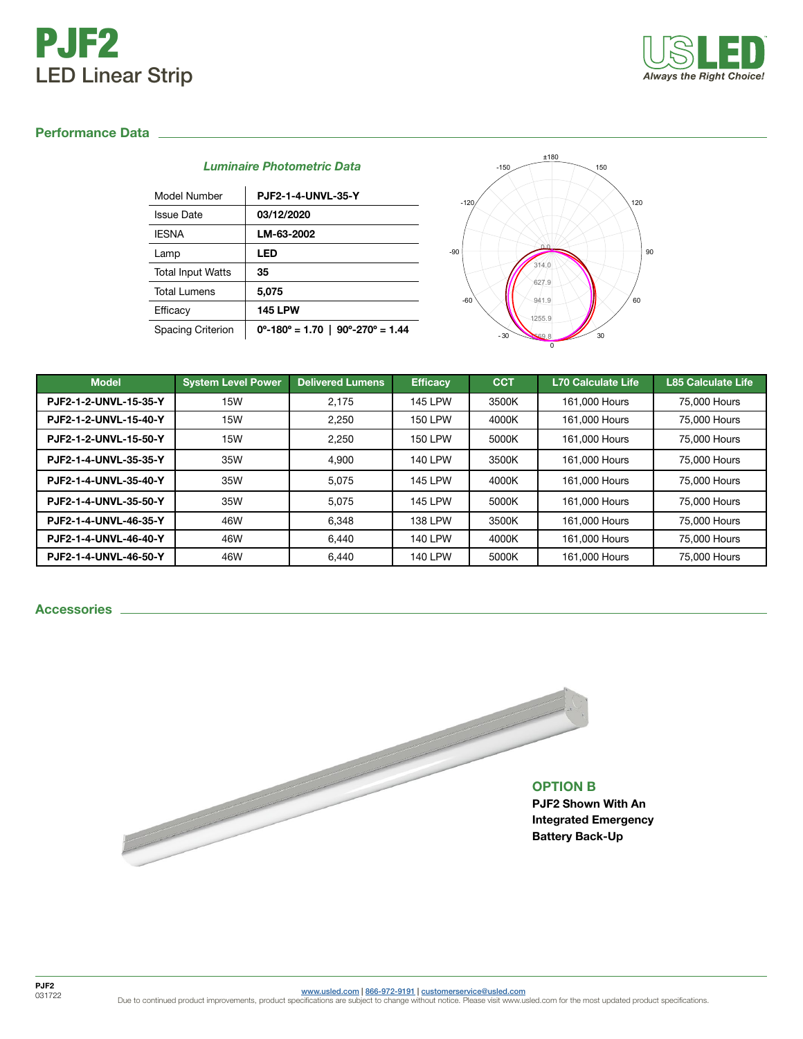# PJF2

LED Linear Strip

USLED
*Always the Right Choice!*

## Performance Data

*Luminaire Photometric Data*

| | |
|---|---|
| Model Number | **PJF2-1-4-UNVL-35-Y** |
| Issue Date | **03/12/2020** |
| IESNA | **LM-63-2002** |
| Lamp | **LED** |
| Total Input Watts | **35** |
| Total Lumens | **5,075** |
| Efficacy | **145 LPW** |
| Spacing Criterion | **0°-180° = 1.70 \| 90°-270° = 1.44** |

±180
-150
150
-120
120
-90
90
-60
60
-30
30
0
0.0
314.0
627.9
941.9
1255.9
1569.8

| Model | System Level Power | Delivered Lumens | Efficacy | CCT | L70 Calculate Life | L85 Calculate Life |
|---|---|---|---|---|---|---|
| **PJF2-1-2-UNVL-15-35-Y** | 15W | 2,175 | 145 LPW | 3500K | 161,000 Hours | 75,000 Hours |
| **PJF2-1-2-UNVL-15-40-Y** | 15W | 2,250 | 150 LPW | 4000K | 161,000 Hours | 75,000 Hours |
| **PJF2-1-2-UNVL-15-50-Y** | 15W | 2,250 | 150 LPW | 5000K | 161,000 Hours | 75,000 Hours |
| **PJF2-1-4-UNVL-35-35-Y** | 35W | 4,900 | 140 LPW | 3500K | 161,000 Hours | 75,000 Hours |
| **PJF2-1-4-UNVL-35-40-Y** | 35W | 5,075 | 145 LPW | 4000K | 161,000 Hours | 75,000 Hours |
| **PJF2-1-4-UNVL-35-50-Y** | 35W | 5,075 | 145 LPW | 5000K | 161,000 Hours | 75,000 Hours |
| **PJF2-1-4-UNVL-46-35-Y** | 46W | 6,348 | 138 LPW | 3500K | 161,000 Hours | 75,000 Hours |
| **PJF2-1-4-UNVL-46-40-Y** | 46W | 6,440 | 140 LPW | 4000K | 161,000 Hours | 75,000 Hours |
| **PJF2-1-4-UNVL-46-50-Y** | 46W | 6,440 | 140 LPW | 5000K | 161,000 Hours | 75,000 Hours |

## Accessories

**OPTION B**

**PJF2 Shown With An Integrated Emergency Battery Back-Up**

PJF2
031722

www.usled.com | 866-972-9191 | customerservice@usled.com

Due to continued product improvements, product specifications are subject to change without notice. Please visit www.usled.com for the most updated product specifications.